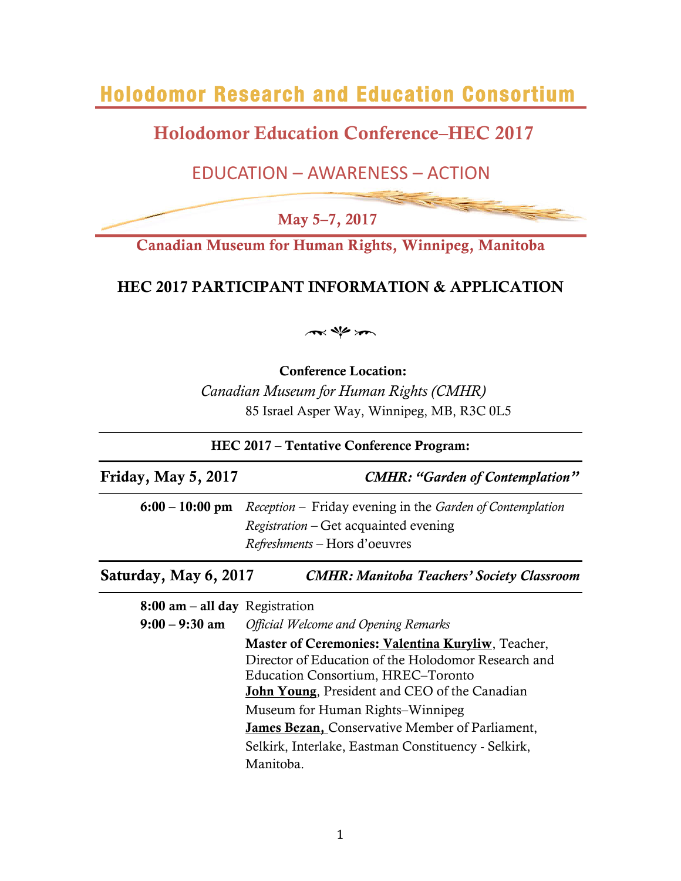# Holodomor Research and Education Consortium

## Holodomor Education Conference–HEC 2017

EDUCATION – AWARENESS – ACTION

**May 5–7, 2017**

**Canadian Museum for Human Rights, Winnipeg, Manitoba**

### HEC 2017 PARTICIPANT INFORMATION & APPLICATION

**Conference Location:**

*Canadian Museum for Human Rights (CMHR)*

85 Israel Asper Way, Winnipeg, MB, R3C 0L5

**HEC 2017 – Tentative Conference Program:**

**Friday, May 5, 2017** — ***CMHR: "Garden of Contemplation"***

| | |
|---|---|
| **6:00 – 10:00 pm** | *Reception* – Friday evening in the *Garden of Contemplation*<br>*Registration* – Get acquainted evening<br>*Refreshments* – Hors d'oeuvres |

**Saturday, May 6, 2017** — ***CMHR: Manitoba Teachers' Society Classroom***

| | |
|---|---|
| **8:00 am – all day** | Registration |
| **9:00 – 9:30 am** | *Official Welcome and Opening Remarks*<br>**Master of Ceremonies: Valentina Kuryliw**, Teacher, Director of Education of the Holodomor Research and Education Consortium, HREC–Toronto<br>**John Young**, President and CEO of the Canadian Museum for Human Rights–Winnipeg<br>**James Bezan,** Conservative Member of Parliament, Selkirk, Interlake, Eastman Constituency - Selkirk, Manitoba. |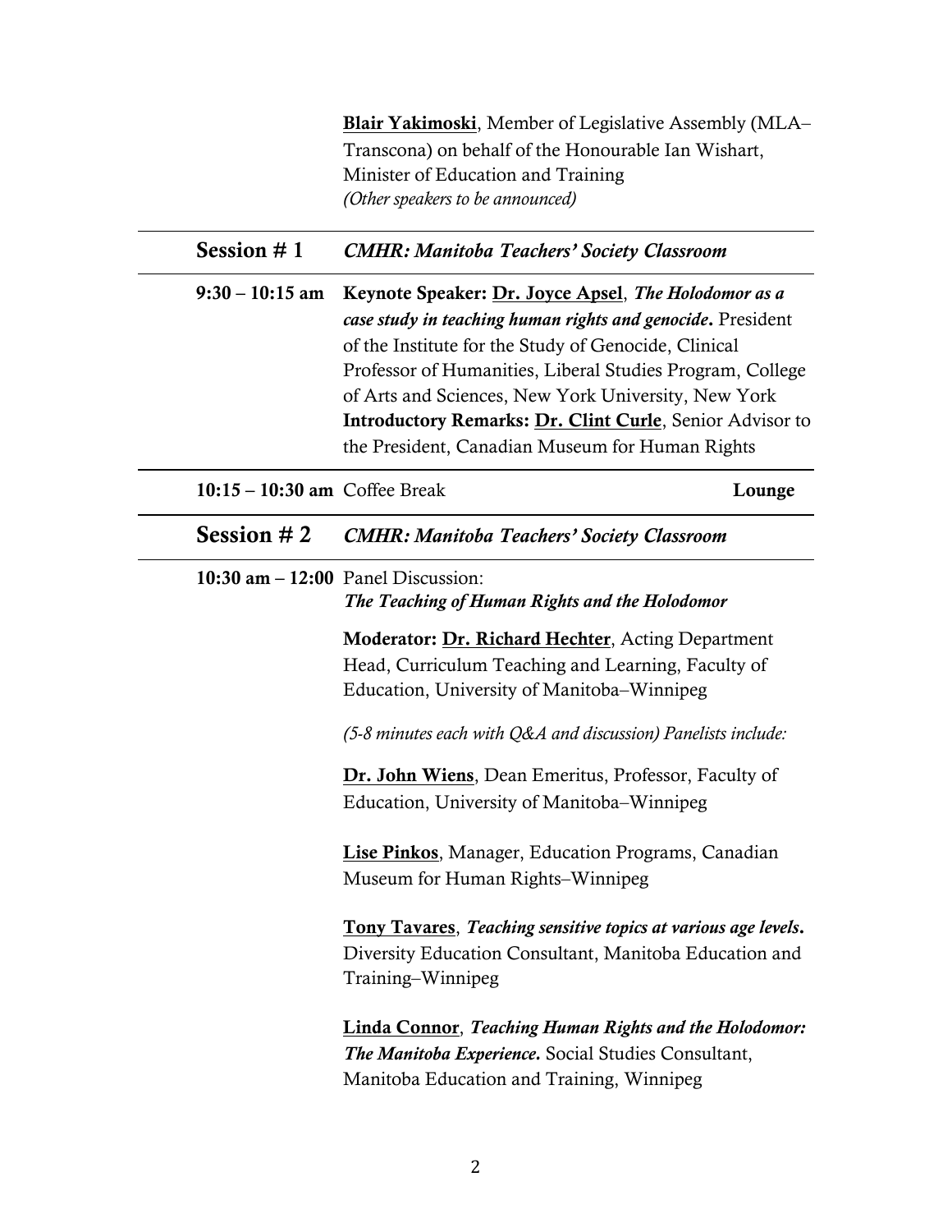**Blair Yakimoski**, Member of Legislative Assembly (MLA–Transcona) on behalf of the Honourable Ian Wishart, Minister of Education and Training
*(Other speakers to be announced)*

---

## Session # 1 — *CMHR: Manitoba Teachers' Society Classroom*

---

**9:30 – 10:15 am** **Keynote Speaker: Dr. Joyce Apsel**, ***The Holodomor as a case study in teaching human rights and genocide*.** President of the Institute for the Study of Genocide, Clinical Professor of Humanities, Liberal Studies Program, College of Arts and Sciences, New York University, New York
**Introductory Remarks: Dr. Clint Curle**, Senior Advisor to the President, Canadian Museum for Human Rights

---

**10:15 – 10:30 am** Coffee Break — **Lounge**

---

## Session # 2 — *CMHR: Manitoba Teachers' Society Classroom*

---

**10:30 am – 12:00** Panel Discussion:
***The Teaching of Human Rights and the Holodomor***

**Moderator: Dr. Richard Hechter**, Acting Department Head, Curriculum Teaching and Learning, Faculty of Education, University of Manitoba–Winnipeg

*(5-8 minutes each with Q&A and discussion) Panelists include:*

**Dr. John Wiens**, Dean Emeritus, Professor, Faculty of Education, University of Manitoba–Winnipeg

**Lise Pinkos**, Manager, Education Programs, Canadian Museum for Human Rights–Winnipeg

**Tony Tavares**, ***Teaching sensitive topics at various age levels*.** Diversity Education Consultant, Manitoba Education and Training–Winnipeg

**Linda Connor**, ***Teaching Human Rights and the Holodomor: The Manitoba Experience*.** Social Studies Consultant, Manitoba Education and Training, Winnipeg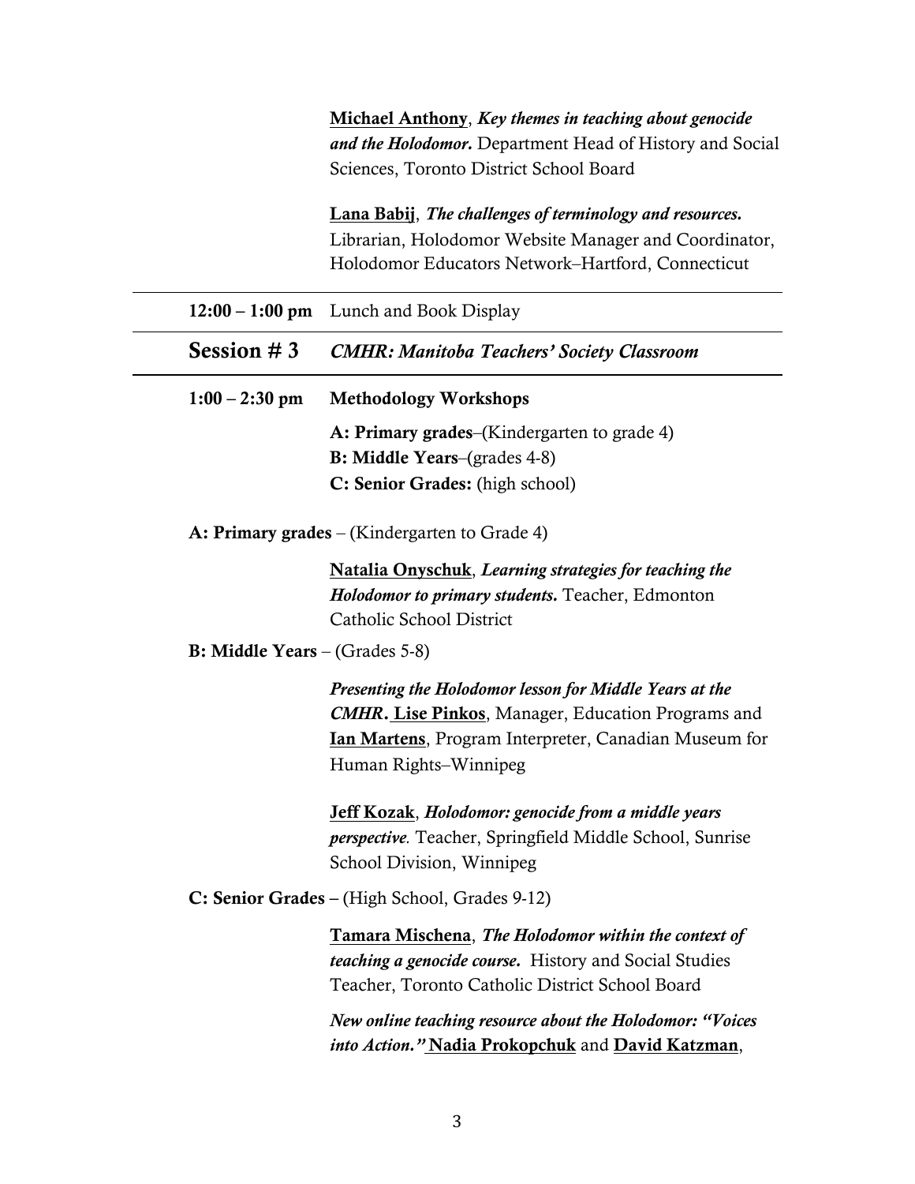**Michael Anthony**, ***Key themes in teaching about genocide and the Holodomor.*** Department Head of History and Social Sciences, Toronto District School Board

**Lana Babij**, ***The challenges of terminology and resources.*** Librarian, Holodomor Website Manager and Coordinator, Holodomor Educators Network–Hartford, Connecticut

---

**12:00 – 1:00 pm** Lunch and Book Display

---

## Session # 3 *CMHR: Manitoba Teachers' Society Classroom*

---

**1:00 – 2:30 pm** **Methodology Workshops**

**A: Primary grades**–(Kindergarten to grade 4)
**B: Middle Years**–(grades 4-8)
**C: Senior Grades:** (high school)

**A: Primary grades** – (Kindergarten to Grade 4)

**Natalia Onyschuk**, ***Learning strategies for teaching the Holodomor to primary students.*** Teacher, Edmonton Catholic School District

**B: Middle Years** – (Grades 5-8)

***Presenting the Holodomor lesson for Middle Years at the CMHR.*** **Lise Pinkos**, Manager, Education Programs and **Ian Martens**, Program Interpreter, Canadian Museum for Human Rights–Winnipeg

**Jeff Kozak**, ***Holodomor: genocide from a middle years perspective.*** Teacher, Springfield Middle School, Sunrise School Division, Winnipeg

**C: Senior Grades** – (High School, Grades 9-12)

**Tamara Mischena**, ***The Holodomor within the context of teaching a genocide course.*** History and Social Studies Teacher, Toronto Catholic District School Board

***New online teaching resource about the Holodomor: "Voices into Action."*** **Nadia Prokopchuk** and **David Katzman**,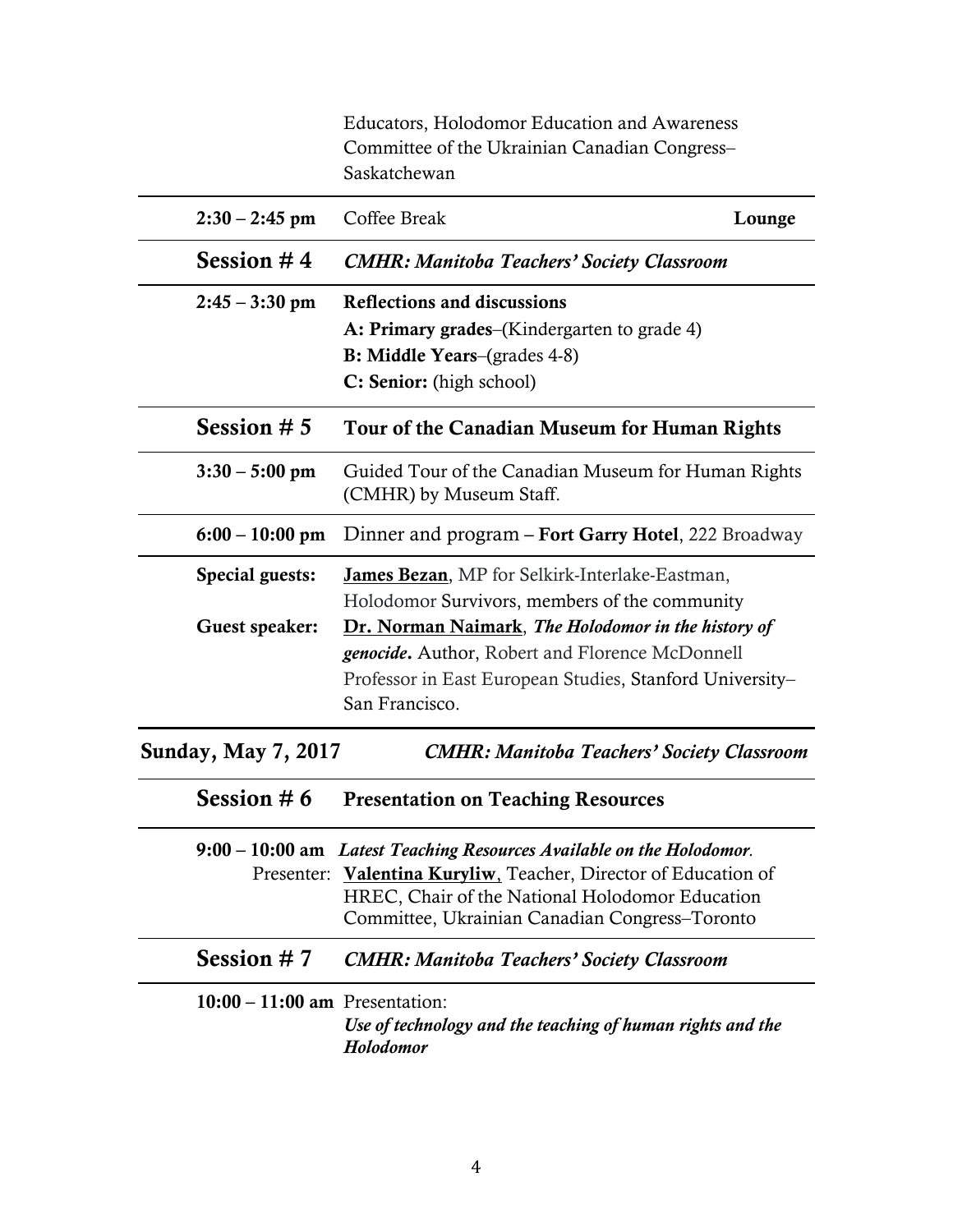Educators, Holodomor Education and Awareness Committee of the Ukrainian Canadian Congress–Saskatchewan

| | | |
|---|---|---|
| **2:30 – 2:45 pm** | Coffee Break | **Lounge** |

## Session # 4 — *CMHR: Manitoba Teachers' Society Classroom*

**2:45 – 3:30 pm** — **Reflections and discussions**

- **A: Primary grades**–(Kindergarten to grade 4)
- **B: Middle Years**–(grades 4-8)
- **C: Senior:** (high school)

## Session # 5 — Tour of the Canadian Museum for Human Rights

**3:30 – 5:00 pm** — Guided Tour of the Canadian Museum for Human Rights (CMHR) by Museum Staff.

**6:00 – 10:00 pm** — Dinner and program – **Fort Garry Hotel**, 222 Broadway

**Special guests:** **James Bezan**, MP for Selkirk-Interlake-Eastman, Holodomor Survivors, members of the community

**Guest speaker:** **Dr. Norman Naimark**, ***The Holodomor in the history of genocide***. Author, Robert and Florence McDonnell Professor in East European Studies, Stanford University–San Francisco.

## Sunday, May 7, 2017 — *CMHR: Manitoba Teachers' Society Classroom*

## Session # 6 — Presentation on Teaching Resources

**9:00 – 10:00 am** — ***Latest Teaching Resources Available on the Holodomor***.

Presenter: **Valentina Kuryliw**, Teacher, Director of Education of HREC, Chair of the National Holodomor Education Committee, Ukrainian Canadian Congress–Toronto

## Session # 7 — *CMHR: Manitoba Teachers' Society Classroom*

**10:00 – 11:00 am** — Presentation:
***Use of technology and the teaching of human rights and the Holodomor***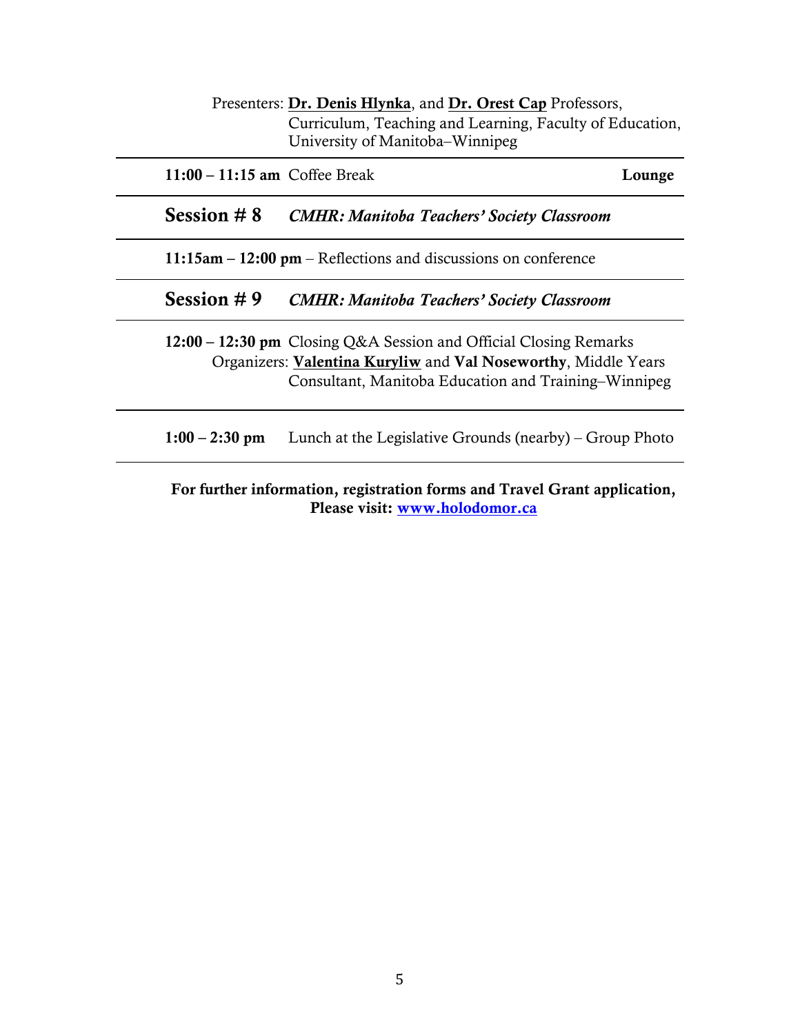Presenters: **Dr. Denis Hlynka**, and **Dr. Orest Cap** Professors, Curriculum, Teaching and Learning, Faculty of Education, University of Manitoba–Winnipeg

---

**11:00 – 11:15 am** Coffee Break **Lounge**

---

## Session # 8 *CMHR: Manitoba Teachers' Society Classroom*

**11:15am – 12:00 pm** – Reflections and discussions on conference

---

## Session # 9 *CMHR: Manitoba Teachers' Society Classroom*

**12:00 – 12:30 pm** Closing Q&A Session and Official Closing Remarks
Organizers: **Valentina Kuryliw** and **Val Noseworthy**, Middle Years Consultant, Manitoba Education and Training–Winnipeg

---

**1:00 – 2:30 pm** Lunch at the Legislative Grounds (nearby) – Group Photo

---

**For further information, registration forms and Travel Grant application, Please visit: www.holodomor.ca**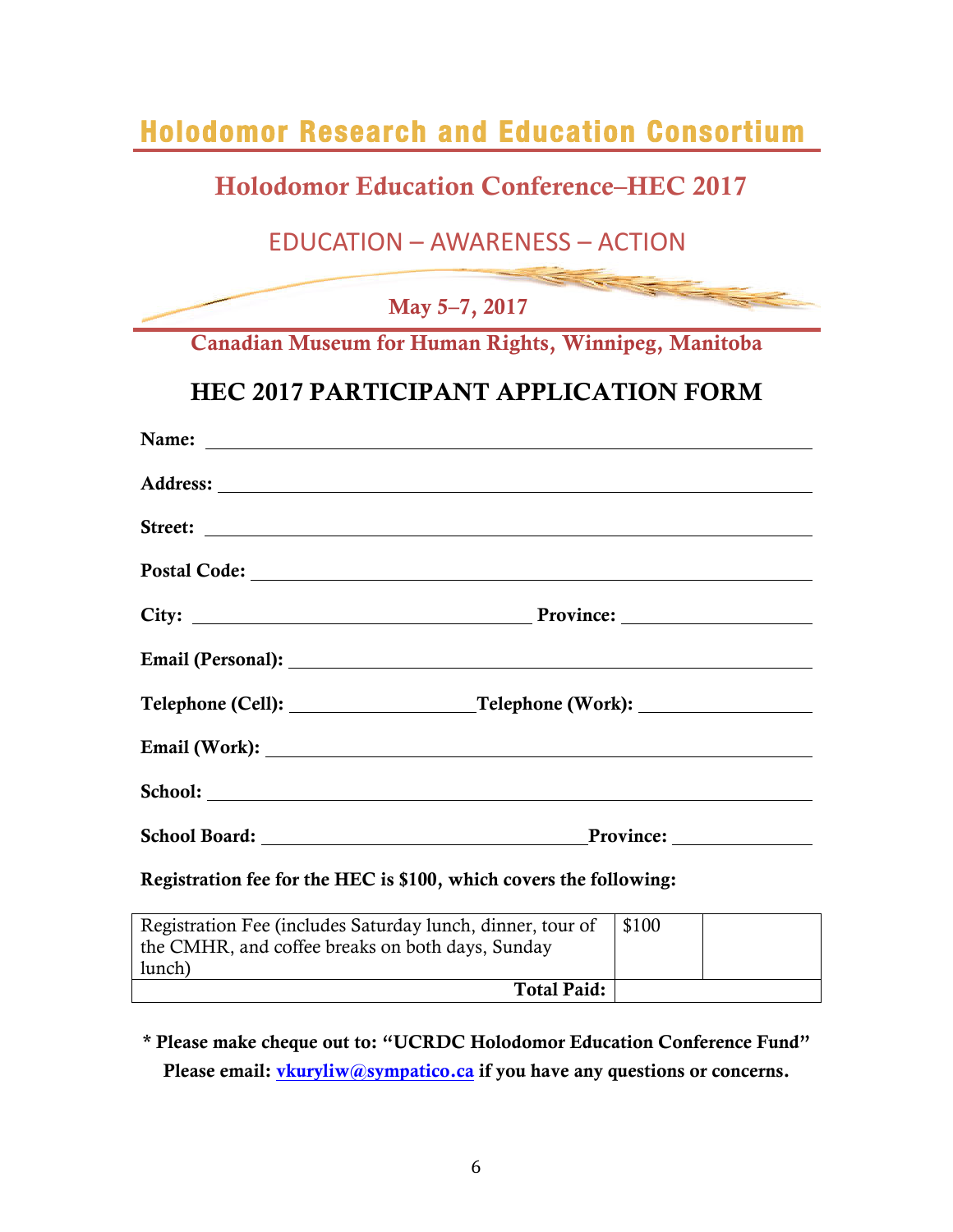# Holodomor Research and Education Consortium

## Holodomor Education Conference–HEC 2017

EDUCATION – AWARENESS – ACTION

**May 5–7, 2017**

**Canadian Museum for Human Rights, Winnipeg, Manitoba**

## HEC 2017 PARTICIPANT APPLICATION FORM

**Name:** \_\_\_\_\_\_\_\_\_\_\_\_\_\_\_\_\_\_\_\_\_\_\_\_\_\_\_\_\_\_\_\_\_\_\_\_\_\_\_\_

**Address:** \_\_\_\_\_\_\_\_\_\_\_\_\_\_\_\_\_\_\_\_\_\_\_\_\_\_\_\_\_\_\_\_\_\_\_\_\_\_\_\_

**Street:** \_\_\_\_\_\_\_\_\_\_\_\_\_\_\_\_\_\_\_\_\_\_\_\_\_\_\_\_\_\_\_\_\_\_\_\_\_\_\_\_

**Postal Code:** \_\_\_\_\_\_\_\_\_\_\_\_\_\_\_\_\_\_\_\_\_\_\_\_\_\_\_\_\_\_\_\_\_\_\_\_\_\_\_\_

**City:** \_\_\_\_\_\_\_\_\_\_\_\_\_\_\_\_\_\_\_\_ **Province:** \_\_\_\_\_\_\_\_\_\_\_\_\_\_\_\_\_\_\_\_

**Email (Personal):** \_\_\_\_\_\_\_\_\_\_\_\_\_\_\_\_\_\_\_\_\_\_\_\_\_\_\_\_\_\_\_\_\_\_\_\_\_\_\_\_

**Telephone (Cell):** \_\_\_\_\_\_\_\_\_\_\_\_\_\_\_\_\_\_\_\_ **Telephone (Work):** \_\_\_\_\_\_\_\_\_\_\_\_\_\_\_\_\_\_\_\_

**Email (Work):** \_\_\_\_\_\_\_\_\_\_\_\_\_\_\_\_\_\_\_\_\_\_\_\_\_\_\_\_\_\_\_\_\_\_\_\_\_\_\_\_

**School:** \_\_\_\_\_\_\_\_\_\_\_\_\_\_\_\_\_\_\_\_\_\_\_\_\_\_\_\_\_\_\_\_\_\_\_\_\_\_\_\_

**School Board:** \_\_\_\_\_\_\_\_\_\_\_\_\_\_\_\_\_\_\_\_ **Province:** \_\_\_\_\_\_\_\_\_\_\_\_\_\_\_\_\_\_\_\_

**Registration fee for the HEC is $100, which covers the following:**

| | | |
|---|---|---|
| Registration Fee (includes Saturday lunch, dinner, tour of the CMHR, and coffee breaks on both days, Sunday lunch) | $100 | |
| **Total Paid:** | | |

**\* Please make cheque out to: "UCRDC Holodomor Education Conference Fund"**

**Please email: [vkuryliw@sympatico.ca](mailto:vkuryliw@sympatico.ca) if you have any questions or concerns.**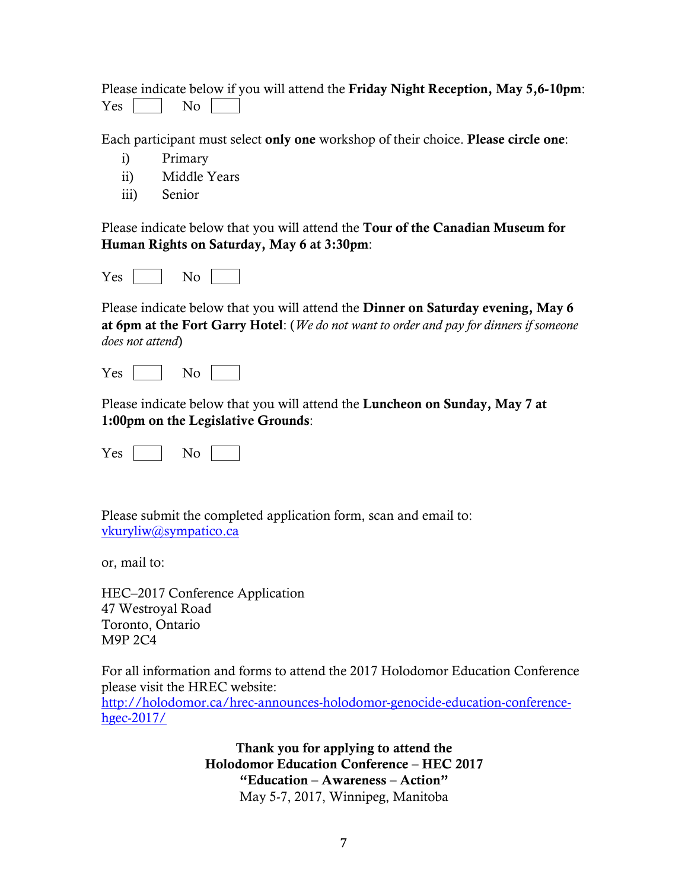Please indicate below if you will attend the **Friday Night Reception, May 5,6-10pm**:
Yes ☐ No ☐

Each participant must select **only one** workshop of their choice. **Please circle one**:

i) Primary
ii) Middle Years
iii) Senior

Please indicate below that you will attend the **Tour of the Canadian Museum for Human Rights on Saturday, May 6 at 3:30pm**:

Yes ☐ No ☐

Please indicate below that you will attend the **Dinner on Saturday evening, May 6 at 6pm at the Fort Garry Hotel**: (*We do not want to order and pay for dinners if someone does not attend*)

Yes ☐ No ☐

Please indicate below that you will attend the **Luncheon on Sunday, May 7 at 1:00pm on the Legislative Grounds**:

Yes ☐ No ☐

Please submit the completed application form, scan and email to:
[vkuryliw@sympatico.ca](mailto:vkuryliw@sympatico.ca)

or, mail to:

HEC–2017 Conference Application
47 Westroyal Road
Toronto, Ontario
M9P 2C4

For all information and forms to attend the 2017 Holodomor Education Conference please visit the HREC website:
[http://holodomor.ca/hrec-announces-holodomor-genocide-education-conference-hgec-2017/](http://holodomor.ca/hrec-announces-holodomor-genocide-education-conference-hgec-2017/)

**Thank you for applying to attend the**
**Holodomor Education Conference – HEC 2017**
**"Education – Awareness – Action"**
May 5-7, 2017, Winnipeg, Manitoba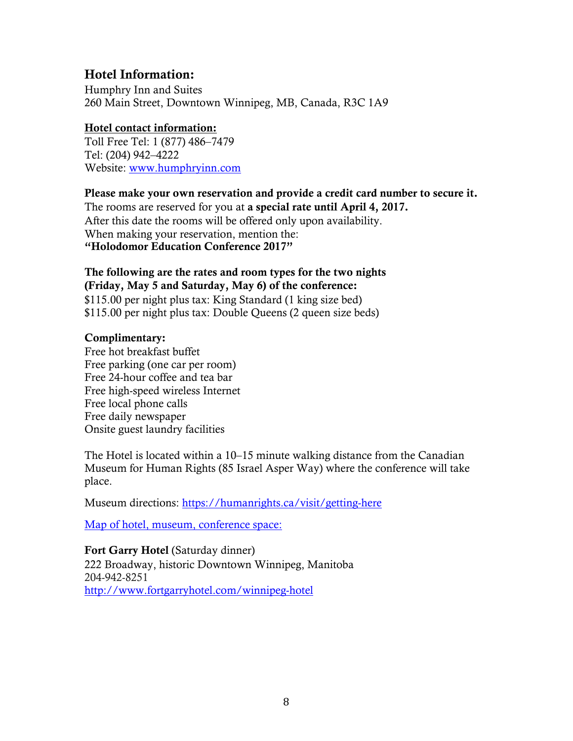## Hotel Information:

Humphry Inn and Suites
260 Main Street, Downtown Winnipeg, MB, Canada, R3C 1A9

**Hotel contact information:**

Toll Free Tel: 1 (877) 486–7479
Tel: (204) 942–4222
Website: [www.humphryinn.com](http://www.humphryinn.com)

**Please make your own reservation and provide a credit card number to secure it.**
The rooms are reserved for you at **a special rate until April 4, 2017.**
After this date the rooms will be offered only upon availability.
When making your reservation, mention the:
**"Holodomor Education Conference 2017"**

**The following are the rates and room types for the two nights (Friday, May 5 and Saturday, May 6) of the conference:**
$115.00 per night plus tax: King Standard (1 king size bed)
$115.00 per night plus tax: Double Queens (2 queen size beds)

**Complimentary:**
Free hot breakfast buffet
Free parking (one car per room)
Free 24-hour coffee and tea bar
Free high-speed wireless Internet
Free local phone calls
Free daily newspaper
Onsite guest laundry facilities

The Hotel is located within a 10–15 minute walking distance from the Canadian Museum for Human Rights (85 Israel Asper Way) where the conference will take place.

Museum directions: [https://humanrights.ca/visit/getting-here](https://humanrights.ca/visit/getting-here)

Map of hotel, museum, conference space:

**Fort Garry Hotel** (Saturday dinner)
222 Broadway, historic Downtown Winnipeg, Manitoba
204-942-8251
[http://www.fortgarryhotel.com/winnipeg-hotel](http://www.fortgarryhotel.com/winnipeg-hotel)